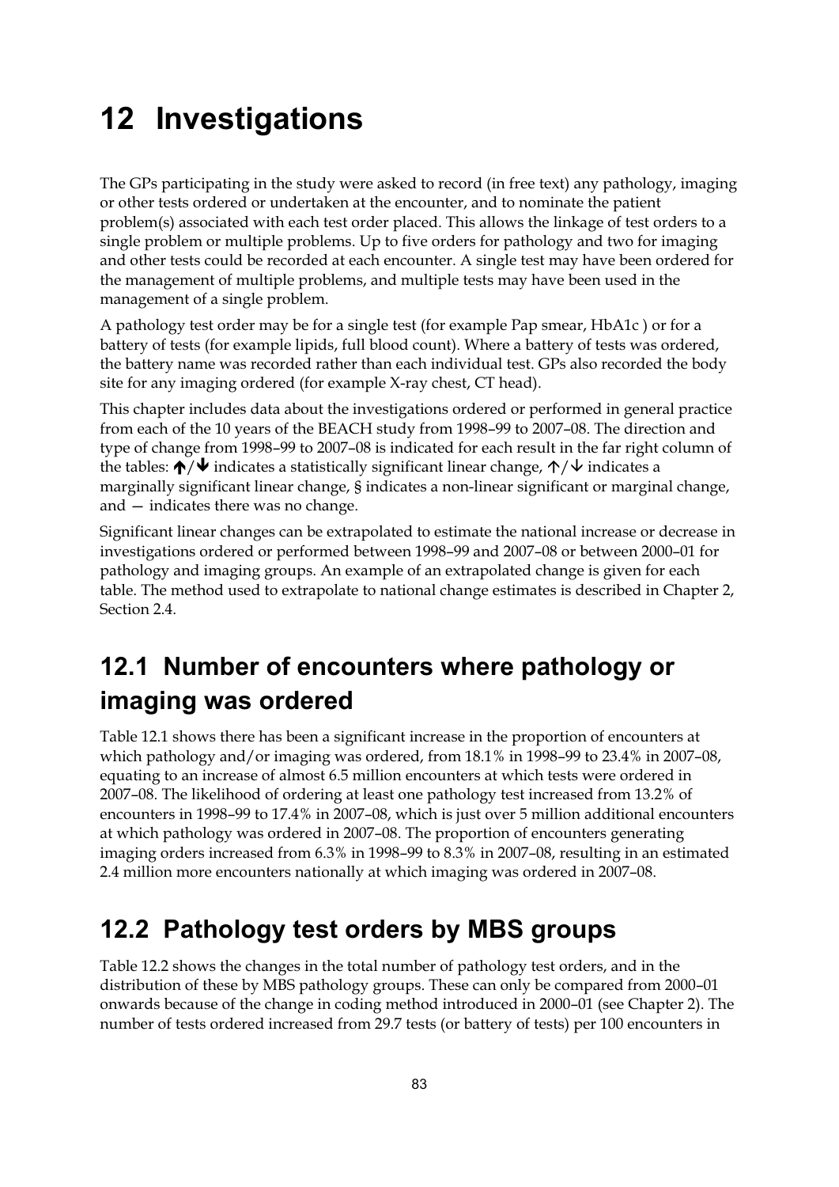#  12 Investigations

The GPs participating in the study were asked to record (in free text) any pathology, imaging or other tests ordered or undertaken at the encounter, and to nominate the patient problem(s) associated with each test order placed. This allows the linkage of test orders to a single problem or multiple problems. Up to five orders for pathology and two for imaging and other tests could be recorded at each encounter. A single test may have been ordered for the management of multiple problems, and multiple tests may have been used in the management of a single problem.

A pathology test order may be for a single test (for example Pap smear, HbA1c ) or for a battery of tests (for example lipids, full blood count). Where a battery of tests was ordered, the battery name was recorded rather than each individual test. GPs also recorded the body site for any imaging ordered (for example X-ray chest, CT head).

This chapter includes data about the investigations ordered or performed in general practice from each of the 10 years of the BEACH study from 1998–99 to 2007–08. The direction and type of change from 1998–99 to 2007–08 is indicated for each result in the far right column of the tables: **↑**/**↓** indicates a statistically significant linear change, ↑/↓ indicates a marginally significant linear change, § indicates a non-linear significant or marginal change, and — indicates there was no change.

Significant linear changes can be extrapolated to estimate the national increase or decrease in investigations ordered or performed between 1998–99 and 2007–08 or between 2000–01 for pathology and imaging groups. An example of an extrapolated change is given for each table. The method used to extrapolate to national change estimates is described in Chapter 2, Section 2.4.

## 12.1 Number of encounters where pathology or imaging was ordered

Table 12.1 shows there has been a significant increase in the proportion of encounters at which pathology and/or imaging was ordered, from 18.1% in 1998–99 to 23.4% in 2007–08, equating to an increase of almost 6.5 million encounters at which tests were ordered in 2007–08. The likelihood of ordering at least one pathology test increased from 13.2% of encounters in 1998–99 to 17.4% in 2007–08, which is just over 5 million additional encounters at which pathology was ordered in 2007–08. The proportion of encounters generating imaging orders increased from 6.3% in 1998–99 to 8.3% in 2007–08, resulting in an estimated 2.4 million more encounters nationally at which imaging was ordered in 2007–08.

## 12.2 Pathology test orders by MBS groups

Table 12.2 shows the changes in the total number of pathology test orders, and in the distribution of these by MBS pathology groups. These can only be compared from 2000–01 onwards because of the change in coding method introduced in 2000–01 (see Chapter 2). The number of tests ordered increased from 29.7 tests (or battery of tests) per 100 encounters in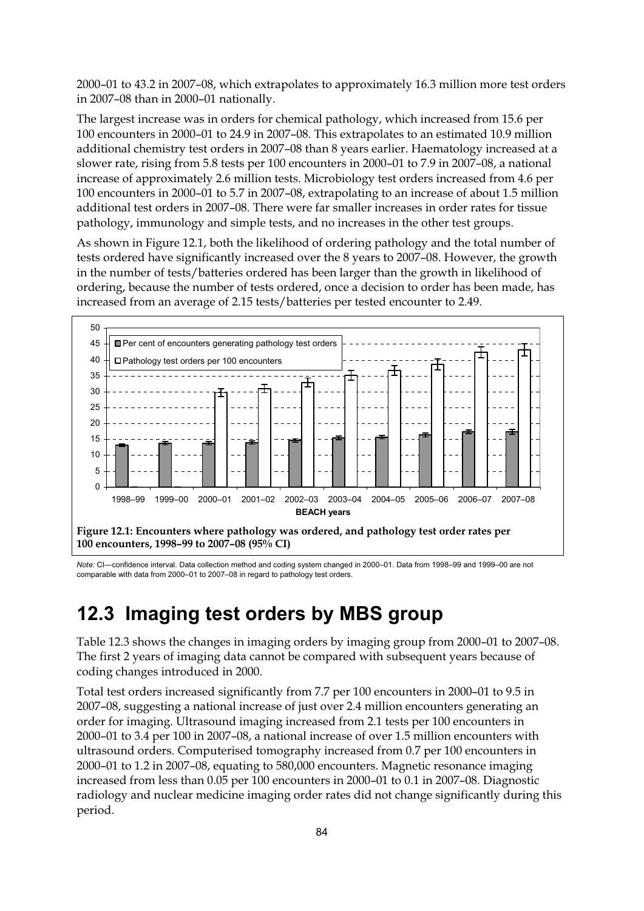2000–01 to 43.2 in 2007–08, which extrapolates to approximately 16.3 million more test orders in 2007–08 than in 2000–01 nationally.

The largest increase was in orders for chemical pathology, which increased from 15.6 per 100 encounters in 2000–01 to 24.9 in 2007–08. This extrapolates to an estimated 10.9 million additional chemistry test orders in 2007–08 than 8 years earlier. Haematology increased at a slower rate, rising from 5.8 tests per 100 encounters in 2000–01 to 7.9 in 2007–08, a national increase of approximately 2.6 million tests. Microbiology test orders increased from 4.6 per 100 encounters in 2000–01 to 5.7 in 2007–08, extrapolating to an increase of about 1.5 million additional test orders in 2007–08. There were far smaller increases in order rates for tissue pathology, immunology and simple tests, and no increases in the other test groups.

As shown in Figure 12.1, both the likelihood of ordering pathology and the total number of tests ordered have significantly increased over the 8 years to 2007–08. However, the growth in the number of tests/batteries ordered has been larger than the growth in likelihood of ordering, because the number of tests ordered, once a decision to order has been made, has increased from an average of 2.15 tests/batteries per tested encounter to 2.49.

**Figure 12.1: Encounters where pathology was ordered, and pathology test order rates per 100 encounters, 1998–99 to 2007–08 (95% CI)**

*Note:* CI—confidence interval. Data collection method and coding system changed in 2000–01. Data from 1998–99 and 1999–00 are not comparable with data from 2000–01 to 2007–08 in regard to pathology test orders.

## 12.3 Imaging test orders by MBS group

Table 12.3 shows the changes in imaging orders by imaging group from 2000–01 to 2007–08. The first 2 years of imaging data cannot be compared with subsequent years because of coding changes introduced in 2000.

Total test orders increased significantly from 7.7 per 100 encounters in 2000–01 to 9.5 in 2007–08, suggesting a national increase of just over 2.4 million encounters generating an order for imaging. Ultrasound imaging increased from 2.1 tests per 100 encounters in 2000–01 to 3.4 per 100 in 2007–08, a national increase of over 1.5 million encounters with ultrasound orders. Computerised tomography increased from 0.7 per 100 encounters in 2000–01 to 1.2 in 2007–08, equating to 580,000 encounters. Magnetic resonance imaging increased from less than 0.05 per 100 encounters in 2000–01 to 0.1 in 2007–08. Diagnostic radiology and nuclear medicine imaging order rates did not change significantly during this period.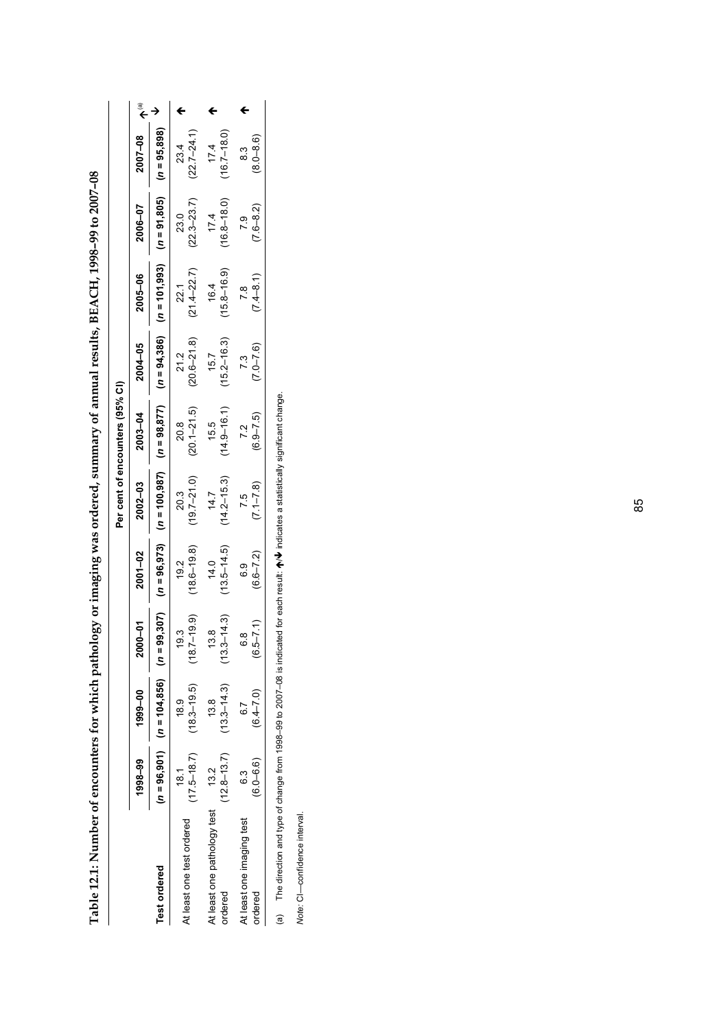**Table 12.1: Number of encounters for which pathology or imaging was ordered, summary of annual results, BEACH, 1998–99 to 2007–08**

| | Per cent of encounters (95% CI) | | | | | | | | | | |
|---|---|---|---|---|---|---|---|---|---|---|---|
| | 1998–99 | 1999–00 | 2000–01 | 2001–02 | 2002–03 | 2003–04 | 2004–05 | 2005–06 | 2006–07 | 2007–08 | |
| **Test ordered** | (*n* = 96,901) | (*n* = 104,856) | (*n* = 99,307) | (*n* = 96,973) | (*n* = 100,987) | (*n* = 98,877) | (*n* = 94,386) | (*n* = 101,993) | (*n* = 91,805) | (*n* = 95,898) | ↑↓[(a)] |
| At least one test ordered | 18.1 (17.5–18.7) | 18.9 (18.3–19.5) | 19.3 (18.7–19.9) | 19.2 (18.6–19.8) | 20.3 (19.7–21.0) | 20.8 (20.1–21.5) | 21.2 (20.6–21.8) | 22.1 (21.4–22.7) | 23.0 (22.3–23.7) | 23.4 (22.7–24.1) | ↑ |
| At least one pathology test ordered | 13.2 (12.8–13.7) | 13.8 (13.3–14.3) | 13.8 (13.3–14.3) | 14.0 (13.5–14.5) | 14.7 (14.2–15.3) | 15.5 (14.9–16.1) | 15.7 (15.2–16.3) | 16.4 (15.8–16.9) | 17.4 (16.8–18.0) | 17.4 (16.7–18.0) | ↑ |
| At least one imaging test ordered | 6.3 (6.0–6.6) | 6.7 (6.4–7.0) | 6.8 (6.5–7.1) | 6.9 (6.6–7.2) | 7.5 (7.1–7.8) | 7.2 (6.9–7.5) | 7.3 (7.0–7.6) | 7.8 (7.4–8.1) | 7.9 (7.6–8.2) | 8.3 (8.0–8.6) | ↑ |

(a) The direction and type of change from 1998–99 to 2007–08 is indicated for each result: ↑↓ indicates a statistically significant change.

*Note:* CI—confidence interval.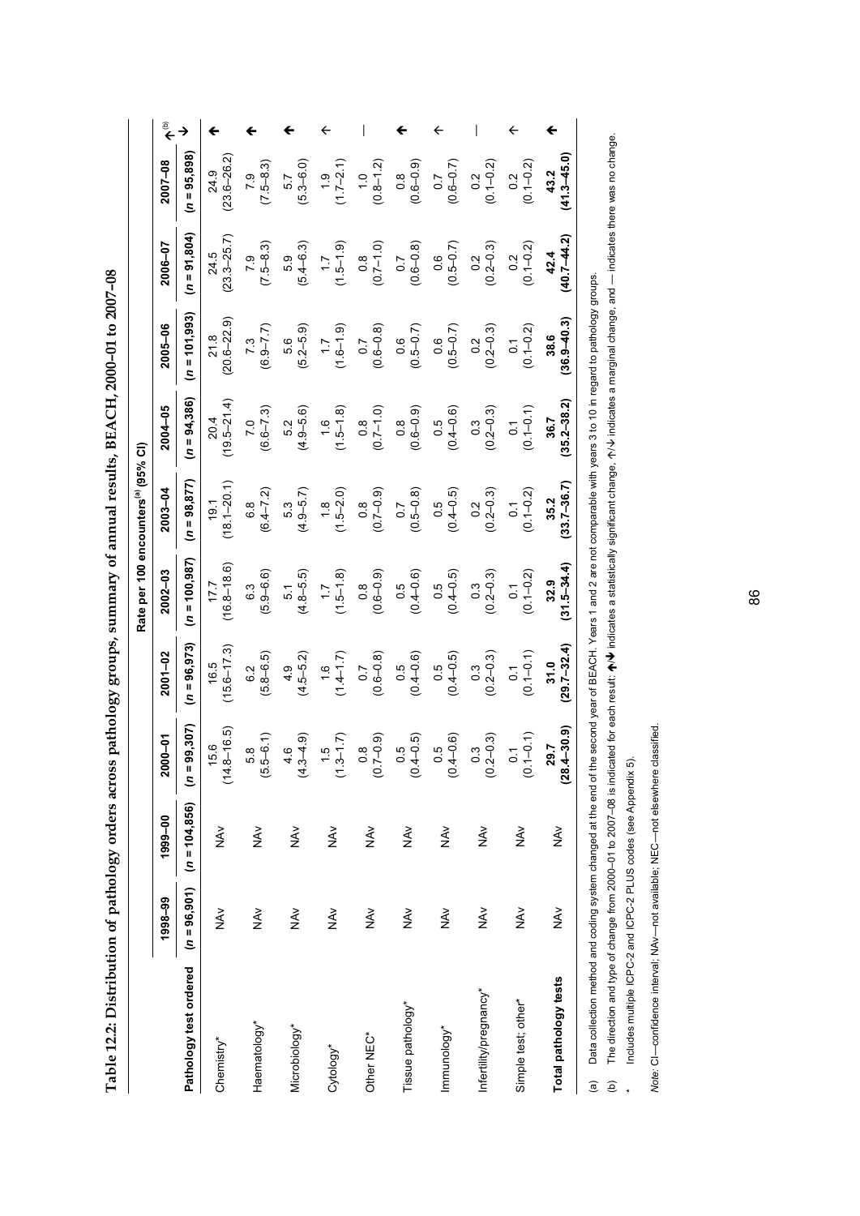**Table 12.2: Distribution of pathology orders across pathology groups, summary of annual results, BEACH, 2000–01 to 2007–08**

| | Rate per 100 encounters[(a)] (95% CI) | | | | | | | | | | |
|---|---|---|---|---|---|---|---|---|---|---|---|
| | 1998–99 | 1999–00 | 2000–01 | 2001–02 | 2002–03 | 2003–04 | 2004–05 | 2005–06 | 2006–07 | 2007–08 | |
| **Pathology test ordered** | (*n* = 96,901) | (*n* = 104,856) | (*n* = 99,307) | (*n* = 96,973) | (*n* = 100,987) | (*n* = 98,877) | (*n* = 94,386) | (*n* = 101,993) | (*n* = 91,804) | (*n* = 95,898) | ↑/↓[(b)] |
| Chemistry* | NAv | NAv | 15.6 (14.8–16.5) | 16.5 (15.6–17.3) | 17.7 (16.8–18.6) | 19.1 (18.1–20.1) | 20.4 (19.5–21.4) | 21.8 (20.6–22.9) | 24.5 (23.3–25.7) | 24.9 (23.6–26.2) | **↑** |
| Haematology* | NAv | NAv | 5.8 (5.5–6.1) | 6.2 (5.8–6.5) | 6.3 (5.9–6.6) | 6.8 (6.4–7.2) | 7.0 (6.6–7.3) | 7.3 (6.9–7.7) | 7.9 (7.5–8.3) | 7.9 (7.5–8.3) | **↑** |
| Microbiology* | NAv | NAv | 4.6 (4.3–4.9) | 4.9 (4.5–5.2) | 5.1 (4.8–5.5) | 5.3 (4.9–5.7) | 5.2 (4.9–5.6) | 5.6 (5.2–5.9) | 5.9 (5.4–6.3) | 5.7 (5.3–6.0) | **↑** |
| Cytology* | NAv | NAv | 1.5 (1.3–1.7) | 1.6 (1.4–1.7) | 1.7 (1.5–1.8) | 1.8 (1.5–2.0) | 1.6 (1.5–1.8) | 1.7 (1.6–1.9) | 1.7 (1.5–1.9) | 1.9 (1.7–2.1) | ↑ |
| Other NEC* | NAv | NAv | 0.8 (0.7–0.9) | 0.7 (0.6–0.8) | 0.8 (0.6–0.9) | 0.8 (0.7–0.9) | 0.8 (0.7–1.0) | 0.7 (0.6–0.8) | 0.8 (0.7–1.0) | 1.0 (0.8–1.2) | — |
| Tissue pathology* | NAv | NAv | 0.5 (0.4–0.5) | 0.5 (0.4–0.6) | 0.5 (0.4–0.6) | 0.7 (0.5–0.8) | 0.8 (0.6–0.9) | 0.6 (0.5–0.7) | 0.7 (0.6–0.8) | 0.8 (0.6–0.9) | **↑** |
| Immunology* | NAv | NAv | 0.5 (0.4–0.6) | 0.5 (0.4–0.5) | 0.5 (0.4–0.5) | 0.5 (0.4–0.5) | 0.5 (0.4–0.6) | 0.6 (0.5–0.7) | 0.6 (0.5–0.7) | 0.7 (0.6–0.7) | ↑ |
| Infertility/pregnancy* | NAv | NAv | 0.3 (0.2–0.3) | 0.3 (0.2–0.3) | 0.3 (0.2–0.3) | 0.2 (0.2–0.3) | 0.3 (0.2–0.3) | 0.2 (0.2–0.3) | 0.2 (0.2–0.3) | 0.2 (0.1–0.2) | — |
| Simple test; other* | NAv | NAv | 0.1 (0.1–0.1) | 0.1 (0.1–0.1) | 0.1 (0.1–0.2) | 0.1 (0.1–0.2) | 0.1 (0.1–0.1) | 0.1 (0.1–0.2) | 0.2 (0.1–0.2) | 0.2 (0.1–0.2) | ↑ |
| **Total pathology tests** | NAv | NAv | **29.7 (28.4–30.9)** | **31.0 (29.7–32.4)** | **32.9 (31.5–34.4)** | **35.2 (33.7–36.7)** | **36.7 (35.2–38.2)** | **38.6 (36.9–40.3)** | **42.4 (40.7–44.2)** | **43.2 (41.3–45.0)** | **↑** |

(a) Data collection method and coding system changed at the end of the second year of BEACH. Years 1 and 2 are not comparable with years 3 to 10 in regard to pathology groups.

(b) The direction and type of change from 2000–01 to 2007–08 is indicated for each result: **↑**/**↓** indicates a statistically significant change, ↑/↓ indicates a marginal change, and — indicates there was no change.

\* Includes multiple ICPC-2 and ICPC-2 PLUS codes (see Appendix 5).

*Note:* CI—confidence interval; NAv—not available; NEC—not elsewhere classified.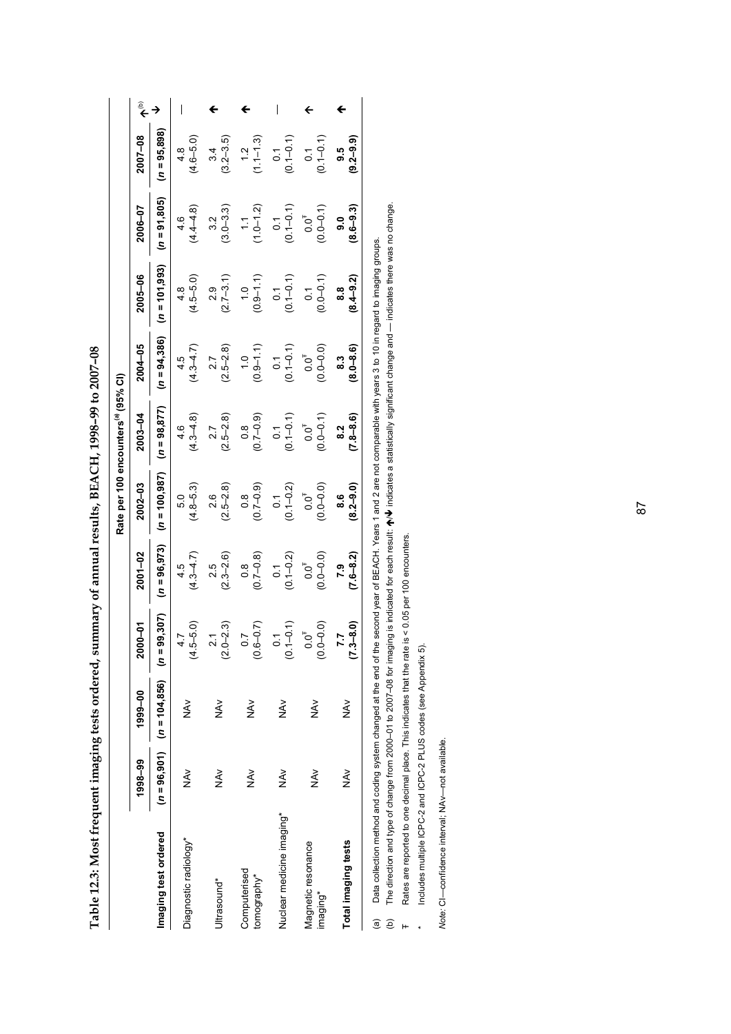**Table 12.3: Most frequent imaging tests ordered, summary of annual results, BEACH, 1998–99 to 2007–08**

| | Rate per 100 encounters[(a)] (95% CI) | | | | | | | | | | |
|---|---|---|---|---|---|---|---|---|---|---|---|
| | 1998–99 | 1999–00 | 2000–01 | 2001–02 | 2002–03 | 2003–04 | 2004–05 | 2005–06 | 2006–07 | 2007–08 | ↑↓[(b)] |
| **Imaging test ordered** | (*n* = 96,901) | (*n* = 104,856) | (*n* = 99,307) | (*n* = 96,973) | (*n* = 100,987) | (*n* = 98,877) | (*n* = 94,386) | (*n* = 101,993) | (*n* = 91,805) | (*n* = 95,898) | |
| Diagnostic radiology* | NAv | NAv | 4.7 (4.5–5.0) | 4.5 (4.3–4.7) | 5.0 (4.8–5.3) | 4.6 (4.3–4.8) | 4.5 (4.3–4.7) | 4.8 (4.5–5.0) | 4.6 (4.4–4.8) | 4.8 (4.6–5.0) | — |
| Ultrasound* | NAv | NAv | 2.1 (2.0–2.3) | 2.5 (2.3–2.6) | 2.6 (2.5–2.8) | 2.7 (2.5–2.8) | 2.7 (2.5–2.8) | 2.9 (2.7–3.1) | 3.2 (3.0–3.3) | 3.4 (3.2–3.5) | ↑ |
| Computerised tomography* | NAv | NAv | 0.7 (0.6–0.7) | 0.8 (0.7–0.8) | 0.8 (0.7–0.9) | 0.8 (0.7–0.9) | 1.0 (0.9–1.1) | 1.0 (0.9–1.1) | 1.1 (1.0–1.2) | 1.2 (1.1–1.3) | ↑ |
| Nuclear medicine imaging* | NAv | NAv | 0.1 (0.1–0.1) | 0.1 (0.1–0.2) | 0.1 (0.1–0.2) | 0.1 (0.1–0.1) | 0.1 (0.1–0.1) | 0.1 (0.1–0.1) | 0.1 (0.1–0.1) | 0.1 (0.1–0.1) | — |
| Magnetic resonance imaging* | NAv | NAv | 0.0[Ŧ] (0.0–0.0) | 0.0[Ŧ] (0.0–0.0) | 0.0[Ŧ] (0.0–0.0) | 0.0[Ŧ] (0.0–0.1) | 0.0[Ŧ] (0.0–0.0) | 0.1 (0.0–0.1) | 0.0[Ŧ] (0.0–0.1) | 0.1 (0.1–0.1) | ↑ |
| **Total imaging tests** | NAv | NAv | **7.7 (7.3–8.0)** | **7.9 (7.6–8.2)** | **8.6 (8.2–9.0)** | **8.2 (7.8–8.6)** | **8.3 (8.0–8.6)** | **8.8 (8.4–9.2)** | **9.0 (8.6–9.3)** | **9.5 (9.2–9.9)** | ↑ |

(a) Data collection method and coding system changed at the end of the second year of BEACH. Years 1 and 2 are not comparable with years 3 to 10 in regard to imaging groups.

(b) The direction and type of change from 2000–01 to 2007–08 for imaging is indicated for each result: ↑/↓ indicates a statistically significant change and — indicates there was no change.

Ŧ Rates are reported to one decimal place. This indicates that the rate is < 0.05 per 100 encounters.

\* Includes multiple ICPC-2 and ICPC-2 PLUS codes (see Appendix 5).

*Note:* CI—confidence interval; NAv—not available.